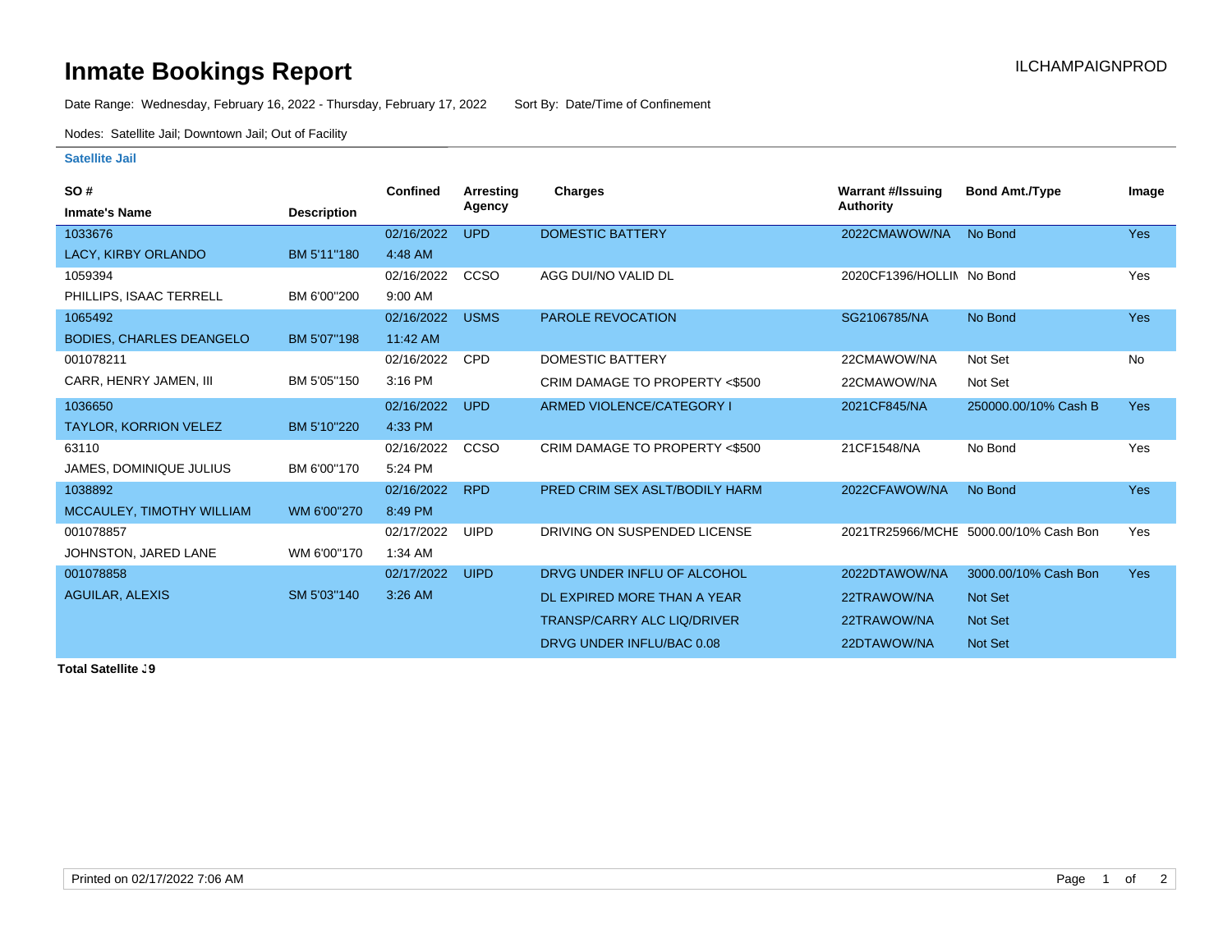# Inmate Bookings Report

ILCHAMPAIGNPROD

Date Range: Wednesday, February 16, 2022 - Thursday, February 17, 2022 Sort By: Date/Time of Confinement

Nodes: Satellite Jail; Downtown Jail; Out of Facility

## Satellite Jail

| SO # / Inmate's Name | Description | Confined | Arresting Agency | Charges | Warrant #/Issuing Authority | Bond Amt./Type | Image |
|---|---|---|---|---|---|---|---|
| 1033676 LACY, KIRBY ORLANDO | BM 5'11"180 | 02/16/2022 4:48 AM | UPD | DOMESTIC BATTERY | 2022CMAWOW/NA | No Bond | Yes |
| 1059394 PHILLIPS, ISAAC TERRELL | BM 6'00"200 | 02/16/2022 9:00 AM | CCSO | AGG DUI/NO VALID DL | 2020CF1396/HOLLIN | No Bond | Yes |
| 1065492 BODIES, CHARLES DEANGELO | BM 5'07"198 | 02/16/2022 11:42 AM | USMS | PAROLE REVOCATION | SG2106785/NA | No Bond | Yes |
| 001078211 CARR, HENRY JAMEN, III | BM 5'05"150 | 02/16/2022 3:16 PM | CPD | DOMESTIC BATTERY | 22CMAWOW/NA | Not Set | No |
| | | | | CRIM DAMAGE TO PROPERTY <$500 | 22CMAWOW/NA | Not Set | |
| 1036650 TAYLOR, KORRION VELEZ | BM 5'10"220 | 02/16/2022 4:33 PM | UPD | ARMED VIOLENCE/CATEGORY I | 2021CF845/NA | 250000.00/10% Cash B | Yes |
| 63110 JAMES, DOMINIQUE JULIUS | BM 6'00"170 | 02/16/2022 5:24 PM | CCSO | CRIM DAMAGE TO PROPERTY <$500 | 21CF1548/NA | No Bond | Yes |
| 1038892 MCCAULEY, TIMOTHY WILLIAM | WM 6'00"270 | 02/16/2022 8:49 PM | RPD | PRED CRIM SEX ASLT/BODILY HARM | 2022CFAWOW/NA | No Bond | Yes |
| 001078857 JOHNSTON, JARED LANE | WM 6'00"170 | 02/17/2022 1:34 AM | UIPD | DRIVING ON SUSPENDED LICENSE | 2021TR25966/MCHE | 5000.00/10% Cash Bon | Yes |
| 001078858 AGUILAR, ALEXIS | SM 5'03"140 | 02/17/2022 3:26 AM | UIPD | DRVG UNDER INFLU OF ALCOHOL | 2022DTAWOW/NA | 3000.00/10% Cash Bon | Yes |
| | | | | DL EXPIRED MORE THAN A YEAR | 22TRAWOW/NA | Not Set | |
| | | | | TRANSP/CARRY ALC LIQ/DRIVER | 22TRAWOW/NA | Not Set | |
| | | | | DRVG UNDER INFLU/BAC 0.08 | 22DTAWOW/NA | Not Set | |

**Total Satellite :9**

Printed on 02/17/2022 7:06 AM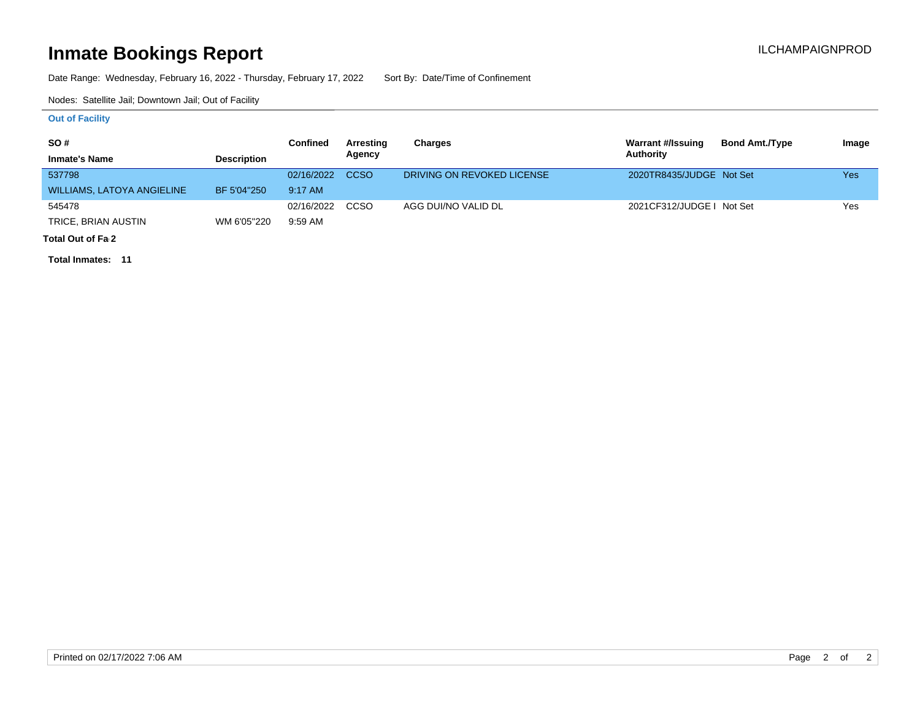# Inmate Bookings Report

ILCHAMPAIGNPROD

Date Range: Wednesday, February 16, 2022 - Thursday, February 17, 2022 Sort By: Date/Time of Confinement

Nodes: Satellite Jail; Downtown Jail; Out of Facility

### Out of Facility

| SO # / Inmate's Name | Description | Confined | Arresting Agency | Charges | Warrant #/Issuing Authority | Bond Amt./Type | Image |
|---|---|---|---|---|---|---|---|
| 537798 WILLIAMS, LATOYA ANGIELINE | BF 5'04"250 | 02/16/2022 9:17 AM | CCSO | DRIVING ON REVOKED LICENSE | 2020TR8435/JUDGE | Not Set | Yes |
| 545478 TRICE, BRIAN AUSTIN | WM 6'05"220 | 02/16/2022 9:59 AM | CCSO | AGG DUI/NO VALID DL | 2021CF312/JUDGE I | Not Set | Yes |

**Total Out of Fa 2**

**Total Inmates: 11**

Printed on 02/17/2022 7:06 AM